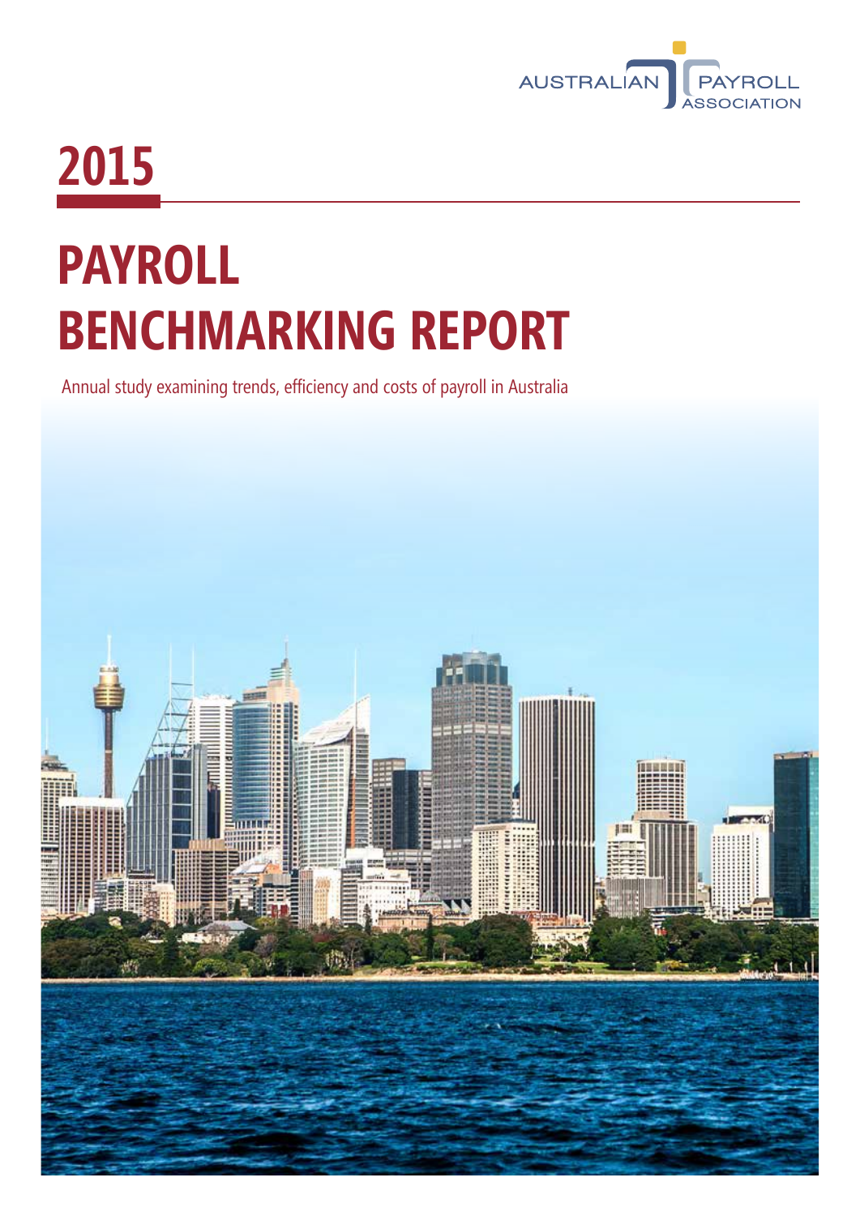AUSTRALIAN PAYROLL ASSOCIATION

# 2015

# PAYROLL BENCHMARKING REPORT

Annual study examining trends, efficiency and costs of payroll in Australia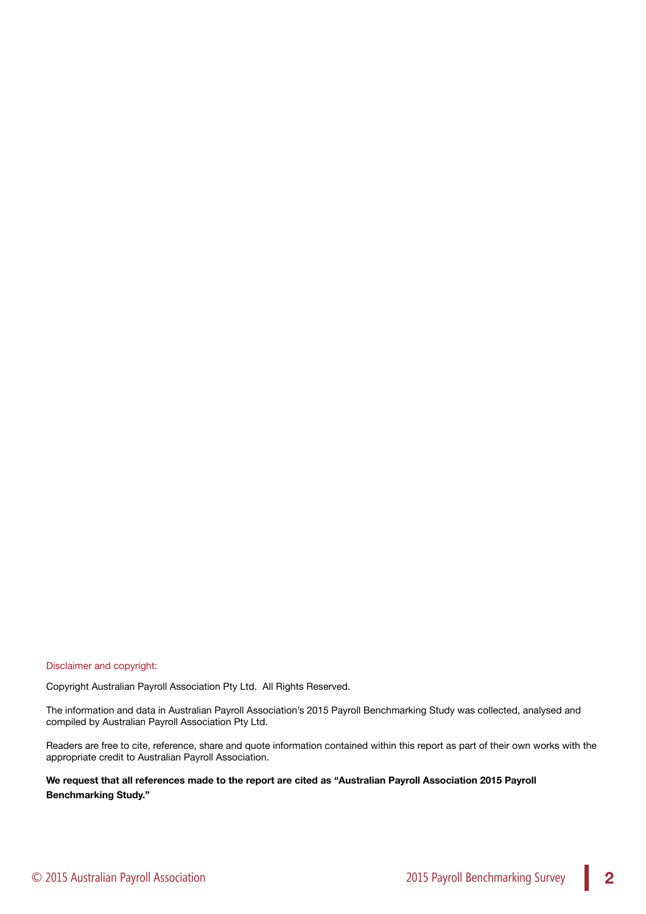Disclaimer and copyright:

Copyright Australian Payroll Association Pty Ltd. All Rights Reserved.

The information and data in Australian Payroll Association's 2015 Payroll Benchmarking Study was collected, analysed and compiled by Australian Payroll Association Pty Ltd.

Readers are free to cite, reference, share and quote information contained within this report as part of their own works with the appropriate credit to Australian Payroll Association.

**We request that all references made to the report are cited as "Australian Payroll Association 2015 Payroll Benchmarking Study."**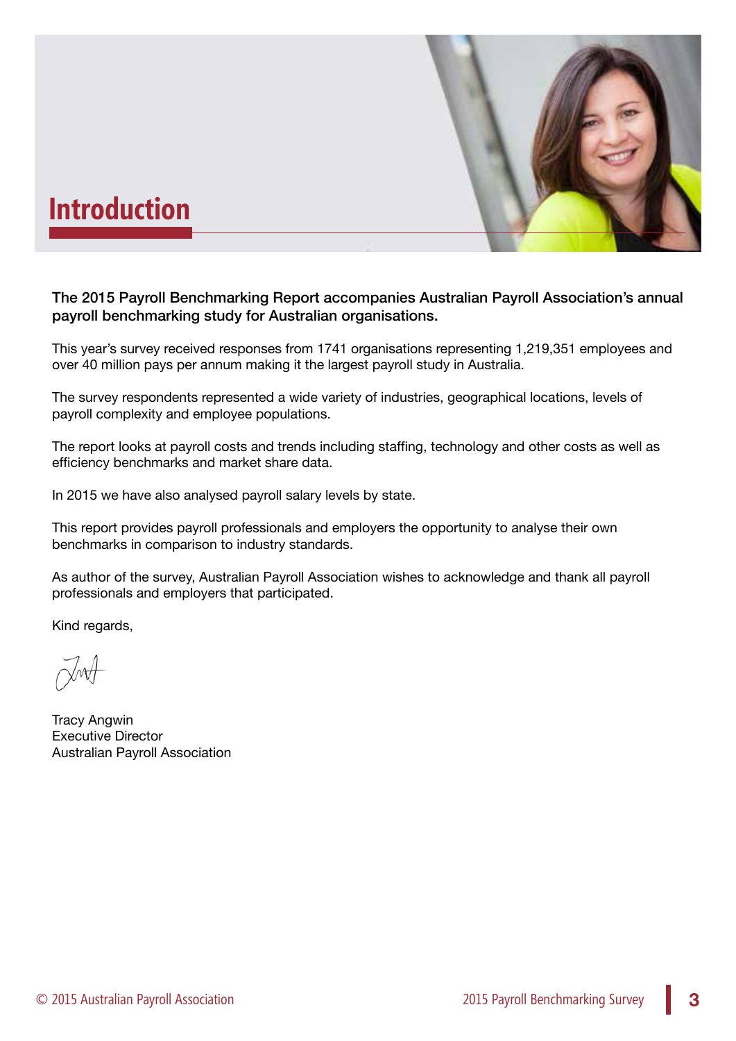# Introduction

**The 2015 Payroll Benchmarking Report accompanies Australian Payroll Association's annual payroll benchmarking study for Australian organisations.**

This year's survey received responses from 1741 organisations representing 1,219,351 employees and over 40 million pays per annum making it the largest payroll study in Australia.

The survey respondents represented a wide variety of industries, geographical locations, levels of payroll complexity and employee populations.

The report looks at payroll costs and trends including staffing, technology and other costs as well as efficiency benchmarks and market share data.

In 2015 we have also analysed payroll salary levels by state.

This report provides payroll professionals and employers the opportunity to analyse their own benchmarks in comparison to industry standards.

As author of the survey, Australian Payroll Association wishes to acknowledge and thank all payroll professionals and employers that participated.

Kind regards,

Tracy Angwin
Executive Director
Australian Payroll Association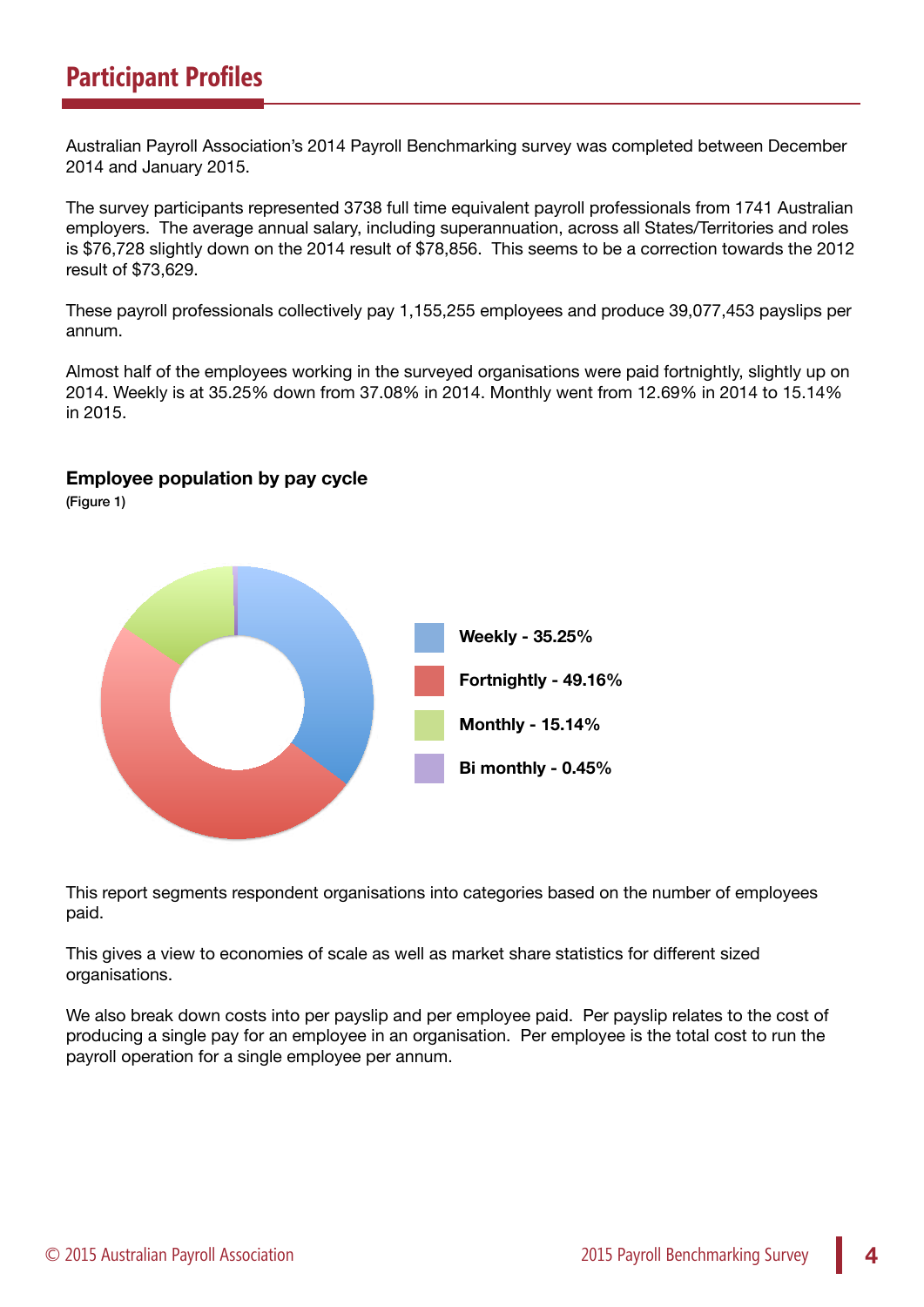## Participant Profiles

Australian Payroll Association's 2014 Payroll Benchmarking survey was completed between December 2014 and January 2015.

The survey participants represented 3738 full time equivalent payroll professionals from 1741 Australian employers. The average annual salary, including superannuation, across all States/Territories and roles is $76,728 slightly down on the 2014 result of $78,856. This seems to be a correction towards the 2012 result of $73,629.

These payroll professionals collectively pay 1,155,255 employees and produce 39,077,453 payslips per annum.

Almost half of the employees working in the surveyed organisations were paid fortnightly, slightly up on 2014. Weekly is at 35.25% down from 37.08% in 2014. Monthly went from 12.69% in 2014 to 15.14% in 2015.

**Employee population by pay cycle**

(Figure 1)

- **Weekly - 35.25%**
- **Fortnightly - 49.16%**
- **Monthly - 15.14%**
- **Bi monthly - 0.45%**

This report segments respondent organisations into categories based on the number of employees paid.

This gives a view to economies of scale as well as market share statistics for different sized organisations.

We also break down costs into per payslip and per employee paid. Per payslip relates to the cost of producing a single pay for an employee in an organisation. Per employee is the total cost to run the payroll operation for a single employee per annum.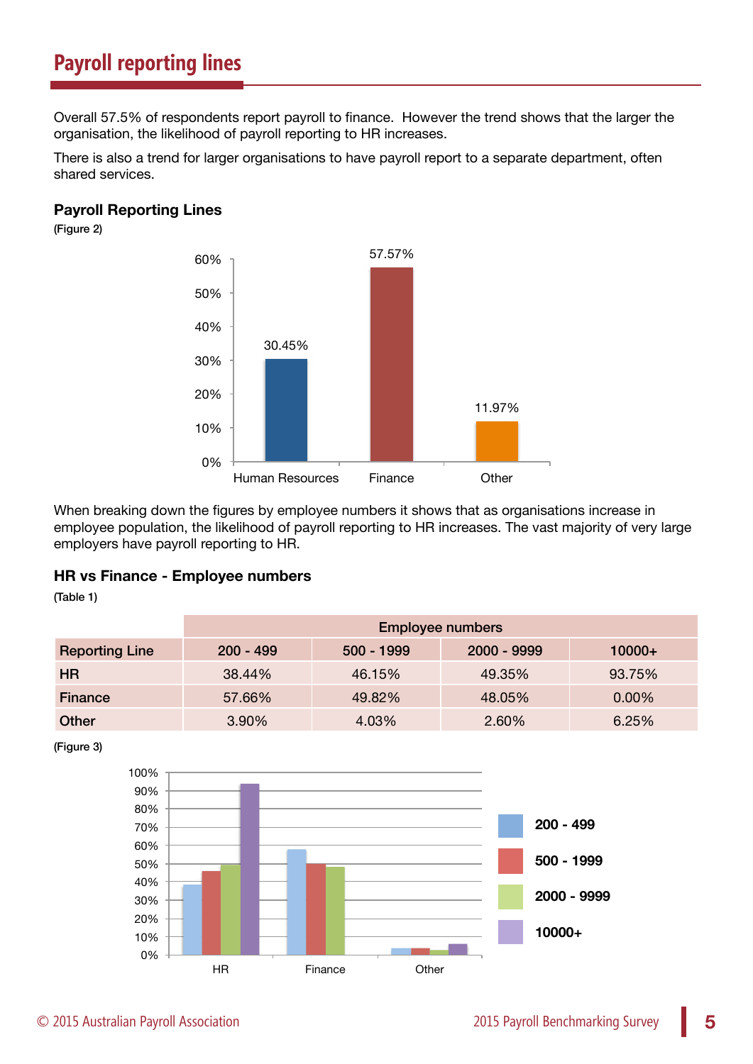## Payroll reporting lines

Overall 57.5% of respondents report payroll to finance. However the trend shows that the larger the organisation, the likelihood of payroll reporting to HR increases.

There is also a trend for larger organisations to have payroll report to a separate department, often shared services.

**Payroll Reporting Lines**

(Figure 2)

| | Human Resources | Finance | Other |
|---|---|---|---|
| | 30.45% | 57.57% | 11.97% |

When breaking down the figures by employee numbers it shows that as organisations increase in employee population, the likelihood of payroll reporting to HR increases. The vast majority of very large employers have payroll reporting to HR.

**HR vs Finance - Employee numbers**

(Table 1)

| | Employee numbers | | | |
|---|---|---|---|---|
| **Reporting Line** | 200 - 499 | 500 - 1999 | 2000 - 9999 | 10000+ |
| **HR** | 38.44% | 46.15% | 49.35% | 93.75% |
| **Finance** | 57.66% | 49.82% | 48.05% | 0.00% |
| **Other** | 3.90% | 4.03% | 2.60% | 6.25% |

(Figure 3)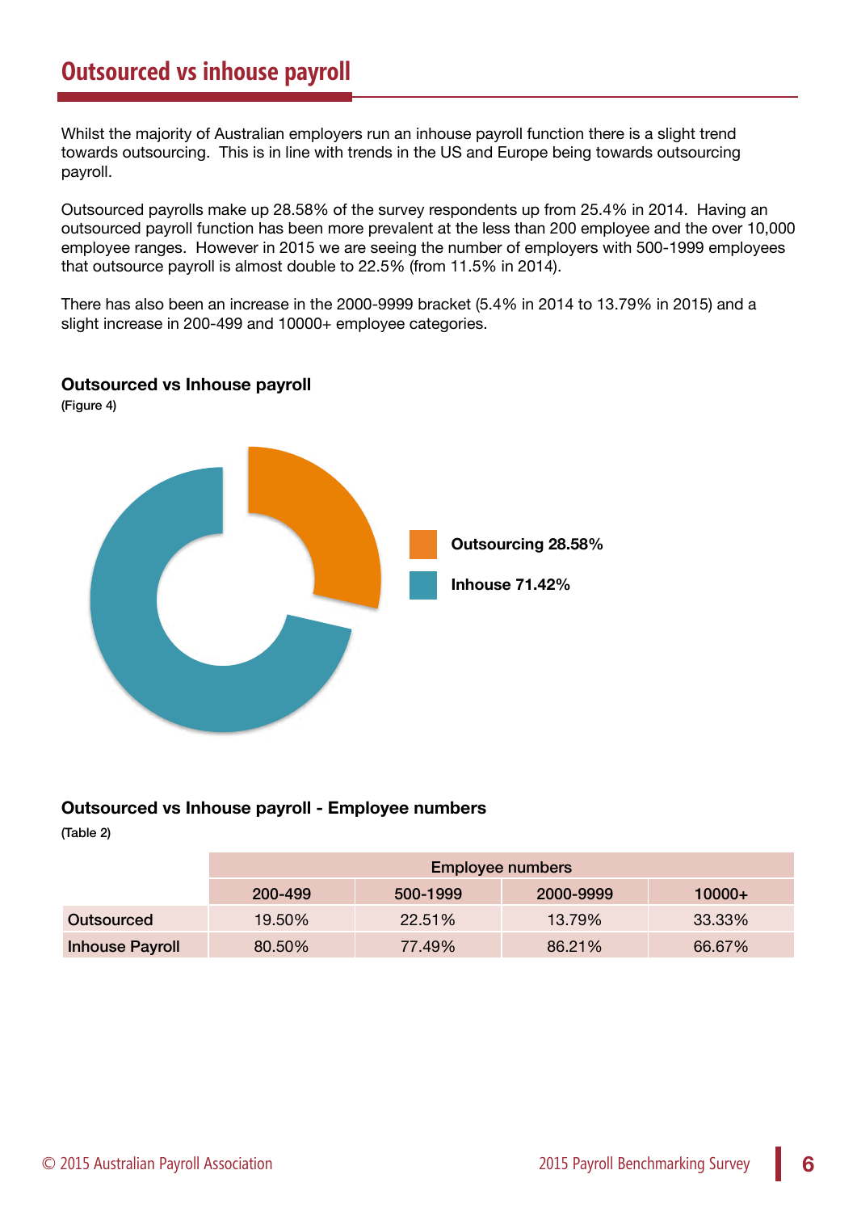## Outsourced vs inhouse payroll

Whilst the majority of Australian employers run an inhouse payroll function there is a slight trend towards outsourcing. This is in line with trends in the US and Europe being towards outsourcing payroll.

Outsourced payrolls make up 28.58% of the survey respondents up from 25.4% in 2014. Having an outsourced payroll function has been more prevalent at the less than 200 employee and the over 10,000 employee ranges. However in 2015 we are seeing the number of employers with 500-1999 employees that outsource payroll is almost double to 22.5% (from 11.5% in 2014).

There has also been an increase in the 2000-9999 bracket (5.4% in 2014 to 13.79% in 2015) and a slight increase in 200-499 and 10000+ employee categories.

**Outsourced vs Inhouse payroll**

(Figure 4)

Outsourcing 28.58%

Inhouse 71.42%

**Outsourced vs Inhouse payroll - Employee numbers**

(Table 2)

| | Employee numbers | | | |
|---|---|---|---|---|
| | 200-499 | 500-1999 | 2000-9999 | 10000+ |
| Outsourced | 19.50% | 22.51% | 13.79% | 33.33% |
| Inhouse Payroll | 80.50% | 77.49% | 86.21% | 66.67% |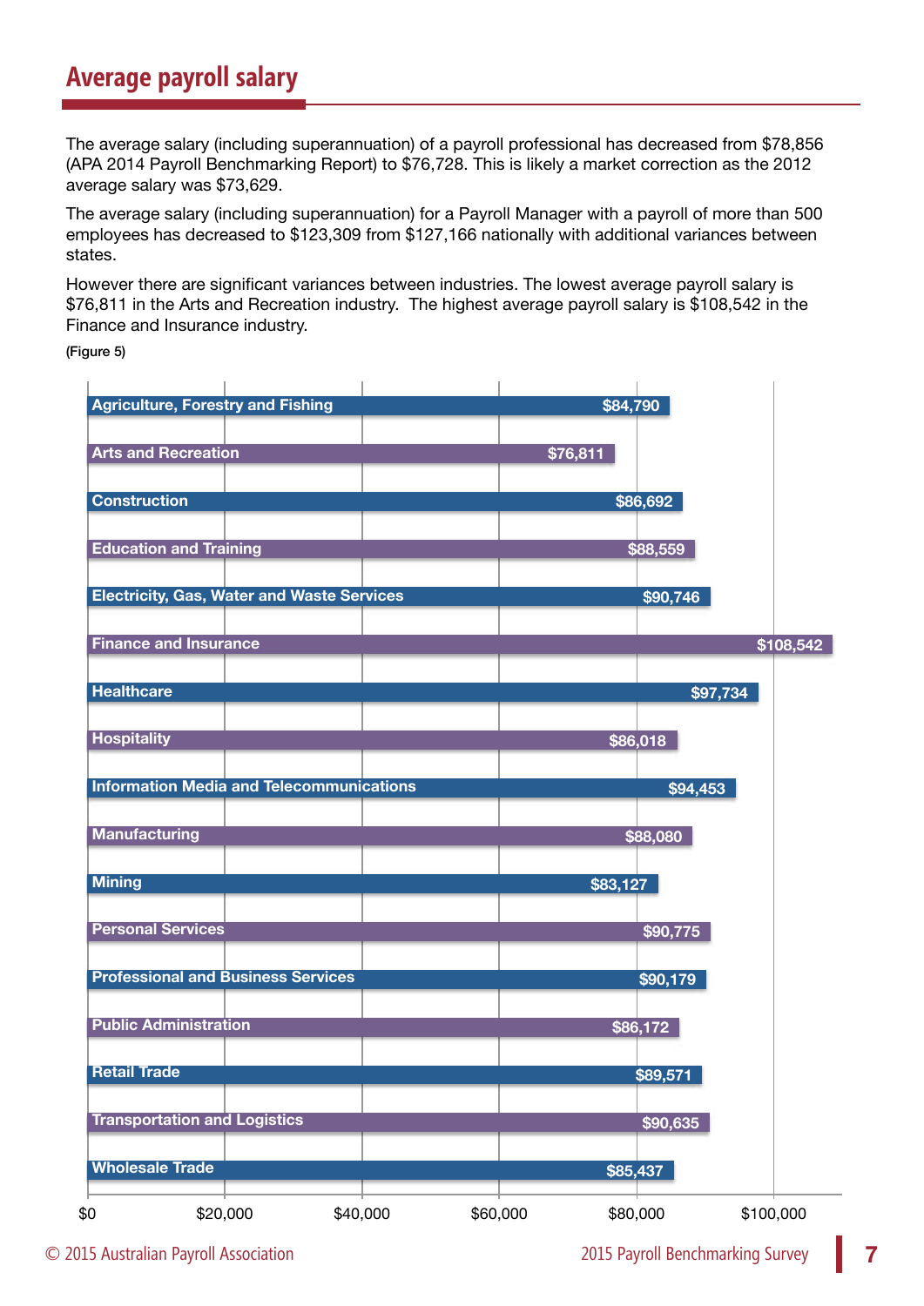## Average payroll salary

The average salary (including superannuation) of a payroll professional has decreased from $78,856 (APA 2014 Payroll Benchmarking Report) to $76,728. This is likely a market correction as the 2012 average salary was $73,629.

The average salary (including superannuation) for a Payroll Manager with a payroll of more than 500 employees has decreased to $123,309 from $127,166 nationally with additional variances between states.

However there are significant variances between industries. The lowest average payroll salary is $76,811 in the Arts and Recreation industry. The highest average payroll salary is $108,542 in the Finance and Insurance industry.

(Figure 5)

| Industry | Average payroll salary |
|---|---|
| Agriculture, Forestry and Fishing | $84,790 |
| Arts and Recreation | $76,811 |
| Construction | $86,692 |
| Education and Training | $88,559 |
| Electricity, Gas, Water and Waste Services | $90,746 |
| Finance and Insurance | $108,542 |
| Healthcare | $97,734 |
| Hospitality | $86,018 |
| Information Media and Telecommunications | $94,453 |
| Manufacturing | $88,080 |
| Mining | $83,127 |
| Personal Services | $90,775 |
| Professional and Business Services | $90,179 |
| Public Administration | $86,172 |
| Retail Trade | $89,571 |
| Transportation and Logistics | $90,635 |
| Wholesale Trade | $85,437 |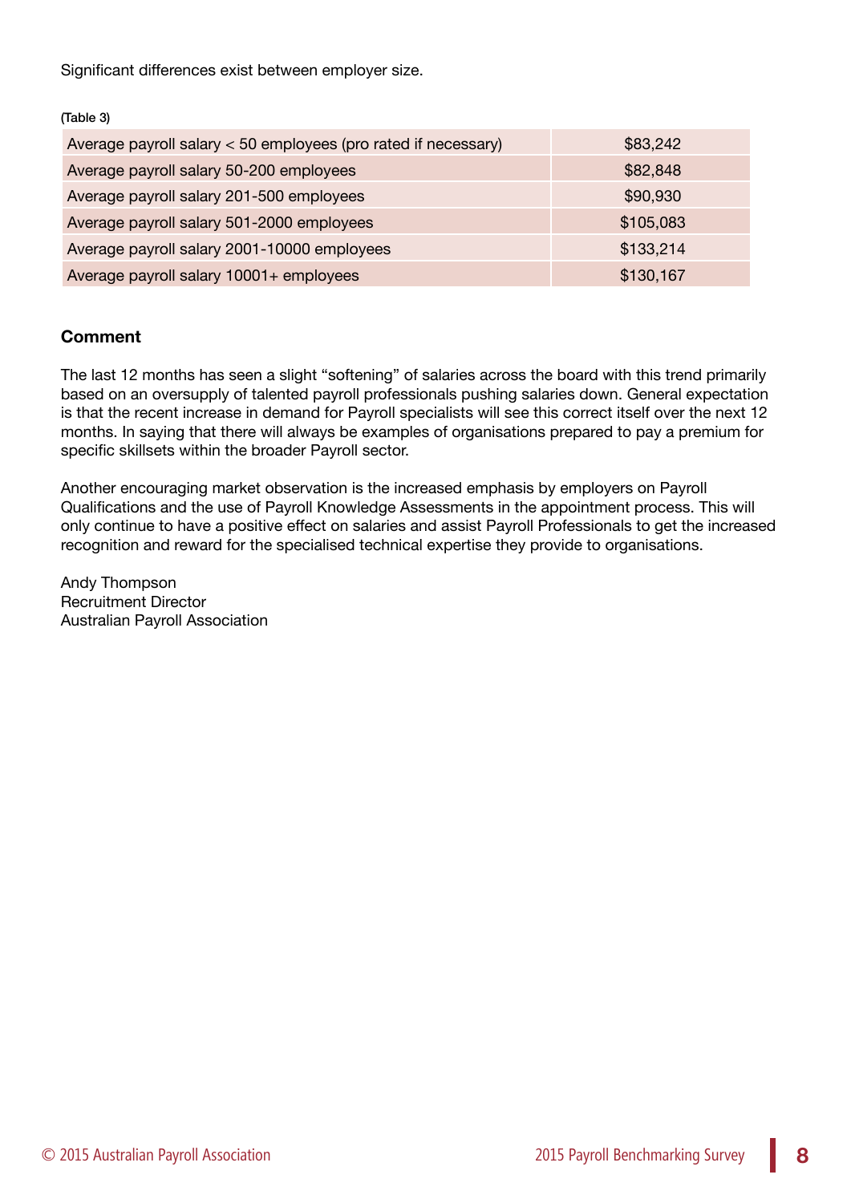Significant differences exist between employer size.

(Table 3)

| | |
|---|---|
| Average payroll salary < 50 employees (pro rated if necessary) | $83,242 |
| Average payroll salary 50-200 employees | $82,848 |
| Average payroll salary 201-500 employees | $90,930 |
| Average payroll salary 501-2000 employees | $105,083 |
| Average payroll salary 2001-10000 employees | $133,214 |
| Average payroll salary 10001+ employees | $130,167 |

**Comment**

The last 12 months has seen a slight "softening" of salaries across the board with this trend primarily based on an oversupply of talented payroll professionals pushing salaries down. General expectation is that the recent increase in demand for Payroll specialists will see this correct itself over the next 12 months. In saying that there will always be examples of organisations prepared to pay a premium for specific skillsets within the broader Payroll sector.

Another encouraging market observation is the increased emphasis by employers on Payroll Qualifications and the use of Payroll Knowledge Assessments in the appointment process. This will only continue to have a positive effect on salaries and assist Payroll Professionals to get the increased recognition and reward for the specialised technical expertise they provide to organisations.

Andy Thompson
Recruitment Director
Australian Payroll Association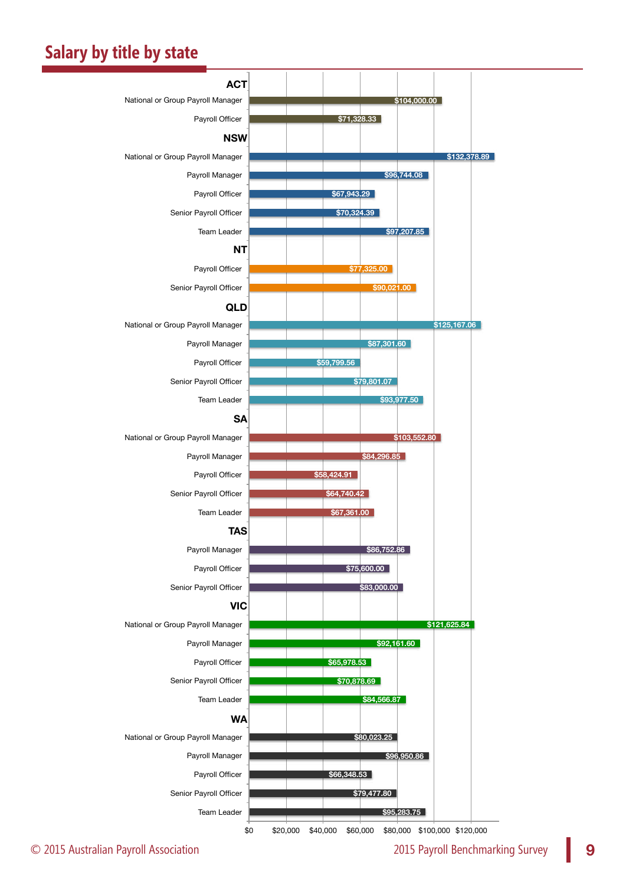## Salary by title by state

| State | Title | Salary |
|---|---|---|
| ACT | National or Group Payroll Manager | $104,000.00 |
| ACT | Payroll Officer | $71,328.33 |
| NSW | National or Group Payroll Manager | $132,378.89 |
| NSW | Payroll Manager | $96,744.08 |
| NSW | Payroll Officer | $67,943.29 |
| NSW | Senior Payroll Officer | $70,324.39 |
| NSW | Team Leader | $97,207.85 |
| NT | Payroll Officer | $77,325.00 |
| NT | Senior Payroll Officer | $90,021.00 |
| QLD | National or Group Payroll Manager | $125,167.06 |
| QLD | Payroll Manager | $87,301.60 |
| QLD | Payroll Officer | $59,799.56 |
| QLD | Senior Payroll Officer | $79,801.07 |
| QLD | Team Leader | $93,977.50 |
| SA | National or Group Payroll Manager | $103,552.80 |
| SA | Payroll Manager | $84,296.85 |
| SA | Payroll Officer | $58,424.91 |
| SA | Senior Payroll Officer | $64,740.42 |
| SA | Team Leader | $67,361.00 |
| TAS | Payroll Manager | $86,752.86 |
| TAS | Payroll Officer | $75,600.00 |
| TAS | Senior Payroll Officer | $83,000.00 |
| VIC | National or Group Payroll Manager | $121,625.84 |
| VIC | Payroll Manager | $92,161.60 |
| VIC | Payroll Officer | $65,978.53 |
| VIC | Senior Payroll Officer | $70,878.69 |
| VIC | Team Leader | $84,566.87 |
| WA | National or Group Payroll Manager | $80,023.25 |
| WA | Payroll Manager | $96,950.86 |
| WA | Payroll Officer | $66,348.53 |
| WA | Senior Payroll Officer | $79,477.80 |
| WA | Team Leader | $95,283.75 |

© 2015 Australian Payroll Association

2015 Payroll Benchmarking Survey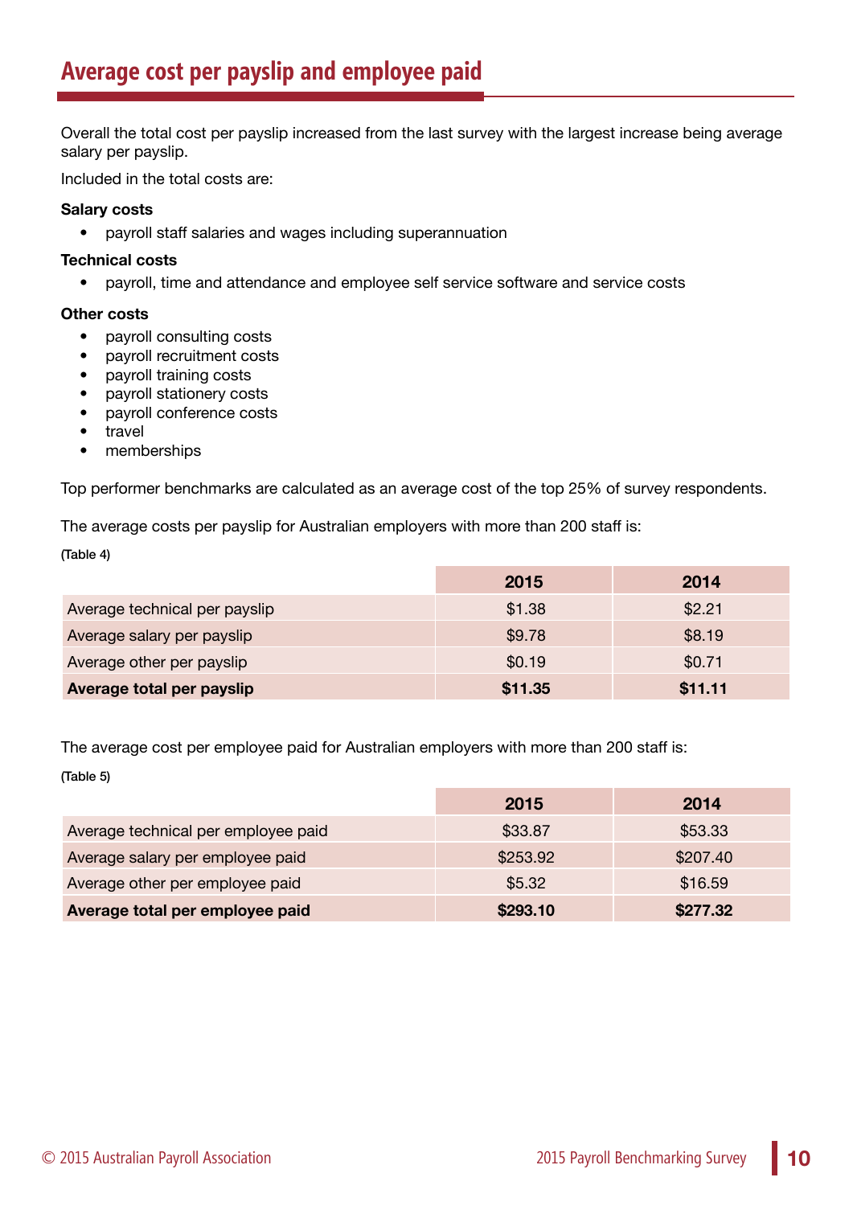## Average cost per payslip and employee paid

Overall the total cost per payslip increased from the last survey with the largest increase being average salary per payslip.

Included in the total costs are:

**Salary costs**

- payroll staff salaries and wages including superannuation

**Technical costs**

- payroll, time and attendance and employee self service software and service costs

**Other costs**

- payroll consulting costs
- payroll recruitment costs
- payroll training costs
- payroll stationery costs
- payroll conference costs
- travel
- memberships

Top performer benchmarks are calculated as an average cost of the top 25% of survey respondents.

The average costs per payslip for Australian employers with more than 200 staff is:

(Table 4)

| | 2015 | 2014 |
|---|---|---|
| Average technical per payslip | $1.38 | $2.21 |
| Average salary per payslip | $9.78 | $8.19 |
| Average other per payslip | $0.19 | $0.71 |
| **Average total per payslip** | **$11.35** | **$11.11** |

The average cost per employee paid for Australian employers with more than 200 staff is:

(Table 5)

| | 2015 | 2014 |
|---|---|---|
| Average technical per employee paid | $33.87 | $53.33 |
| Average salary per employee paid | $253.92 | $207.40 |
| Average other per employee paid | $5.32 | $16.59 |
| **Average total per employee paid** | **$293.10** | **$277.32** |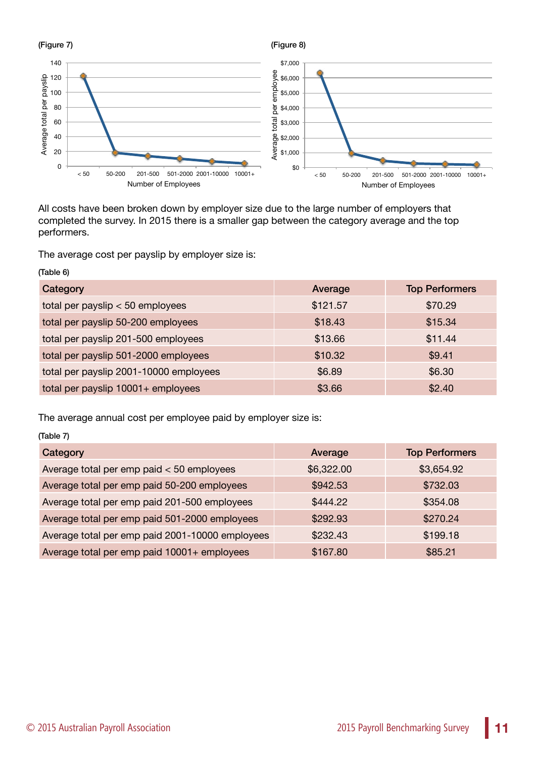(Figure 7)

(Figure 8)

All costs have been broken down by employer size due to the large number of employers that completed the survey. In 2015 there is a smaller gap between the category average and the top performers.

The average cost per payslip by employer size is:

(Table 6)

| Category | Average | Top Performers |
|---|---|---|
| total per payslip < 50 employees | $121.57 | $70.29 |
| total per payslip 50-200 employees | $18.43 | $15.34 |
| total per payslip 201-500 employees | $13.66 | $11.44 |
| total per payslip 501-2000 employees | $10.32 | $9.41 |
| total per payslip 2001-10000 employees | $6.89 | $6.30 |
| total per payslip 10001+ employees | $3.66 | $2.40 |

The average annual cost per employee paid by employer size is:

(Table 7)

| Category | Average | Top Performers |
|---|---|---|
| Average total per emp paid < 50 employees | $6,322.00 | $3,654.92 |
| Average total per emp paid 50-200 employees | $942.53 | $732.03 |
| Average total per emp paid 201-500 employees | $444.22 | $354.08 |
| Average total per emp paid 501-2000 employees | $292.93 | $270.24 |
| Average total per emp paid 2001-10000 employees | $232.43 | $199.18 |
| Average total per emp paid 10001+ employees | $167.80 | $85.21 |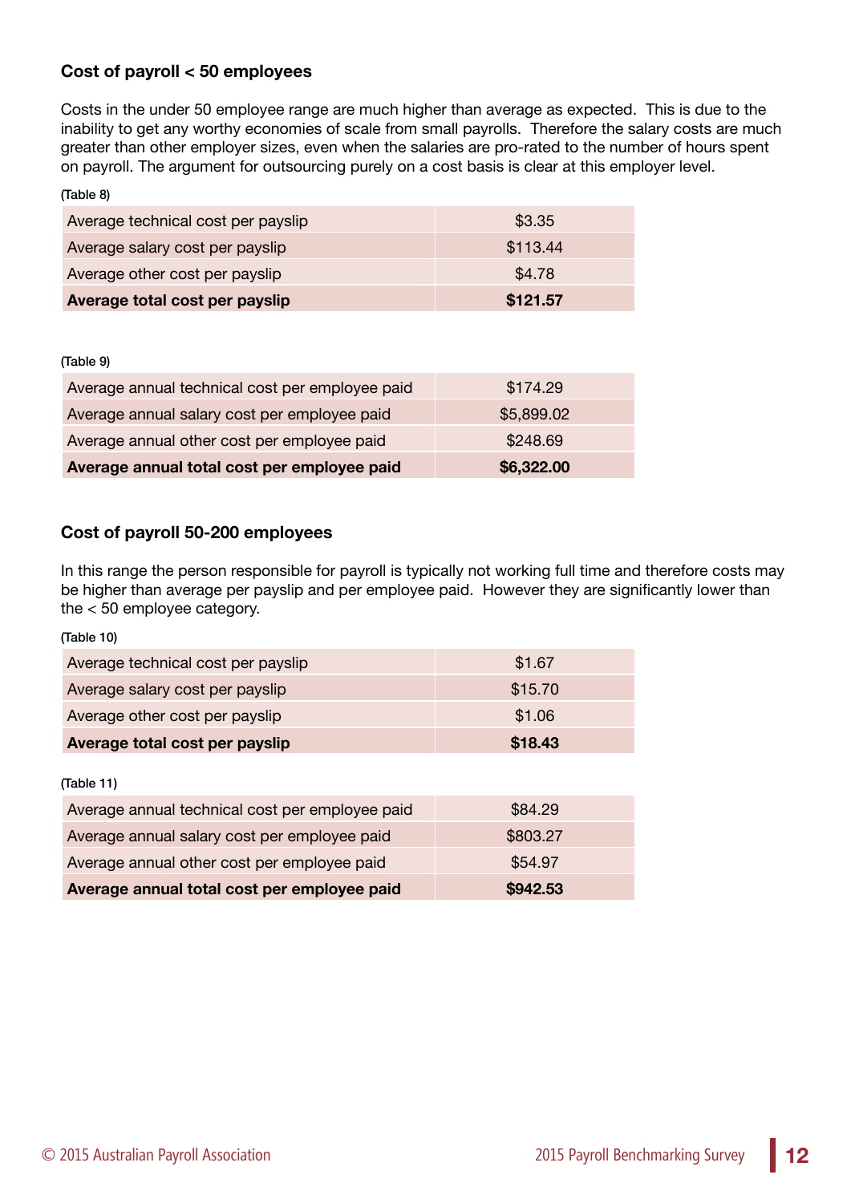### Cost of payroll < 50 employees

Costs in the under 50 employee range are much higher than average as expected. This is due to the inability to get any worthy economies of scale from small payrolls. Therefore the salary costs are much greater than other employer sizes, even when the salaries are pro-rated to the number of hours spent on payroll. The argument for outsourcing purely on a cost basis is clear at this employer level.

(Table 8)

| | |
|---|---|
| Average technical cost per payslip | $3.35 |
| Average salary cost per payslip | $113.44 |
| Average other cost per payslip | $4.78 |
| **Average total cost per payslip** | **$121.57** |

(Table 9)

| | |
|---|---|
| Average annual technical cost per employee paid | $174.29 |
| Average annual salary cost per employee paid | $5,899.02 |
| Average annual other cost per employee paid | $248.69 |
| **Average annual total cost per employee paid** | **$6,322.00** |

### Cost of payroll 50-200 employees

In this range the person responsible for payroll is typically not working full time and therefore costs may be higher than average per payslip and per employee paid. However they are significantly lower than the < 50 employee category.

(Table 10)

| | |
|---|---|
| Average technical cost per payslip | $1.67 |
| Average salary cost per payslip | $15.70 |
| Average other cost per payslip | $1.06 |
| **Average total cost per payslip** | **$18.43** |

(Table 11)

| | |
|---|---|
| Average annual technical cost per employee paid | $84.29 |
| Average annual salary cost per employee paid | $803.27 |
| Average annual other cost per employee paid | $54.97 |
| **Average annual total cost per employee paid** | **$942.53** |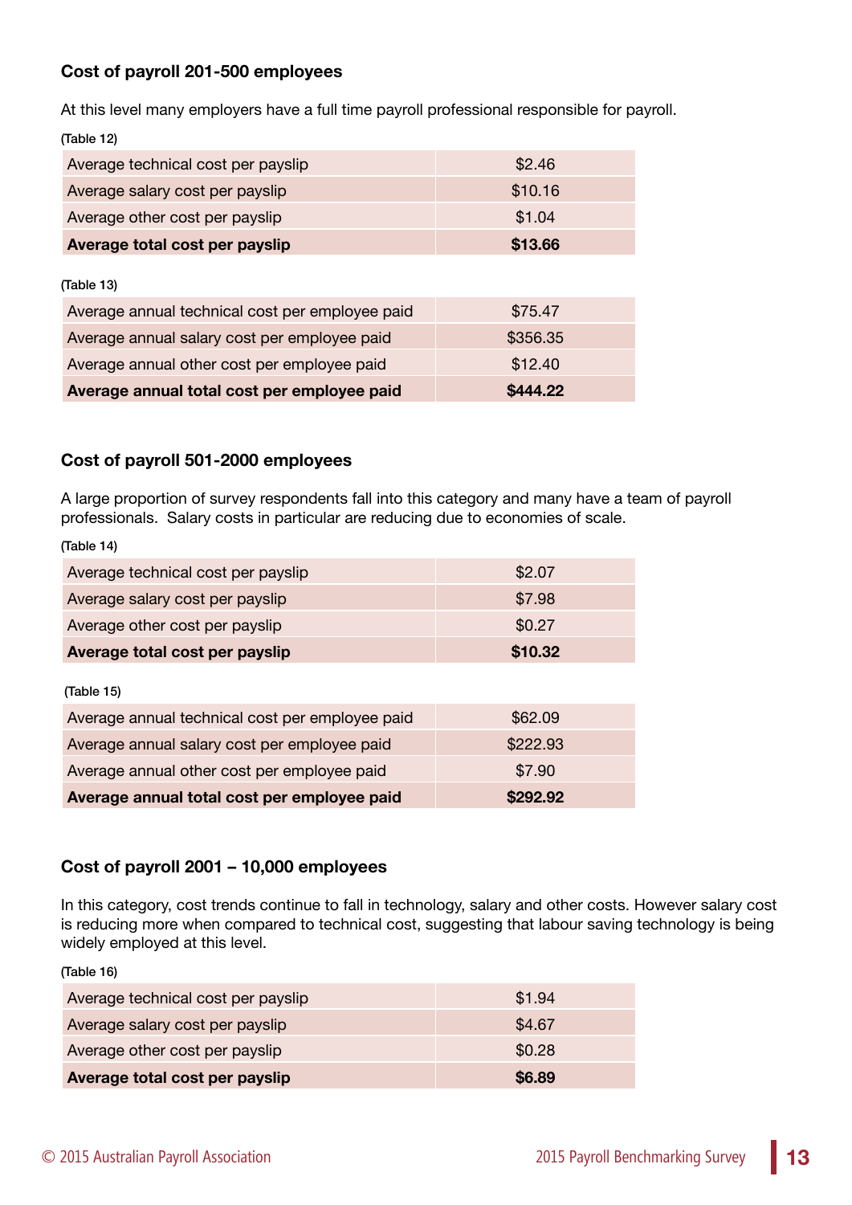### Cost of payroll 201-500 employees

At this level many employers have a full time payroll professional responsible for payroll.

(Table 12)

| | |
|---|---|
| Average technical cost per payslip | $2.46 |
| Average salary cost per payslip | $10.16 |
| Average other cost per payslip | $1.04 |
| **Average total cost per payslip** | **$13.66** |

(Table 13)

| | |
|---|---|
| Average annual technical cost per employee paid | $75.47 |
| Average annual salary cost per employee paid | $356.35 |
| Average annual other cost per employee paid | $12.40 |
| **Average annual total cost per employee paid** | **$444.22** |

### Cost of payroll 501-2000 employees

A large proportion of survey respondents fall into this category and many have a team of payroll professionals. Salary costs in particular are reducing due to economies of scale.

(Table 14)

| | |
|---|---|
| Average technical cost per payslip | $2.07 |
| Average salary cost per payslip | $7.98 |
| Average other cost per payslip | $0.27 |
| **Average total cost per payslip** | **$10.32** |

(Table 15)

| | |
|---|---|
| Average annual technical cost per employee paid | $62.09 |
| Average annual salary cost per employee paid | $222.93 |
| Average annual other cost per employee paid | $7.90 |
| **Average annual total cost per employee paid** | **$292.92** |

### Cost of payroll 2001 – 10,000 employees

In this category, cost trends continue to fall in technology, salary and other costs. However salary cost is reducing more when compared to technical cost, suggesting that labour saving technology is being widely employed at this level.

(Table 16)

| | |
|---|---|
| Average technical cost per payslip | $1.94 |
| Average salary cost per payslip | $4.67 |
| Average other cost per payslip | $0.28 |
| **Average total cost per payslip** | **$6.89** |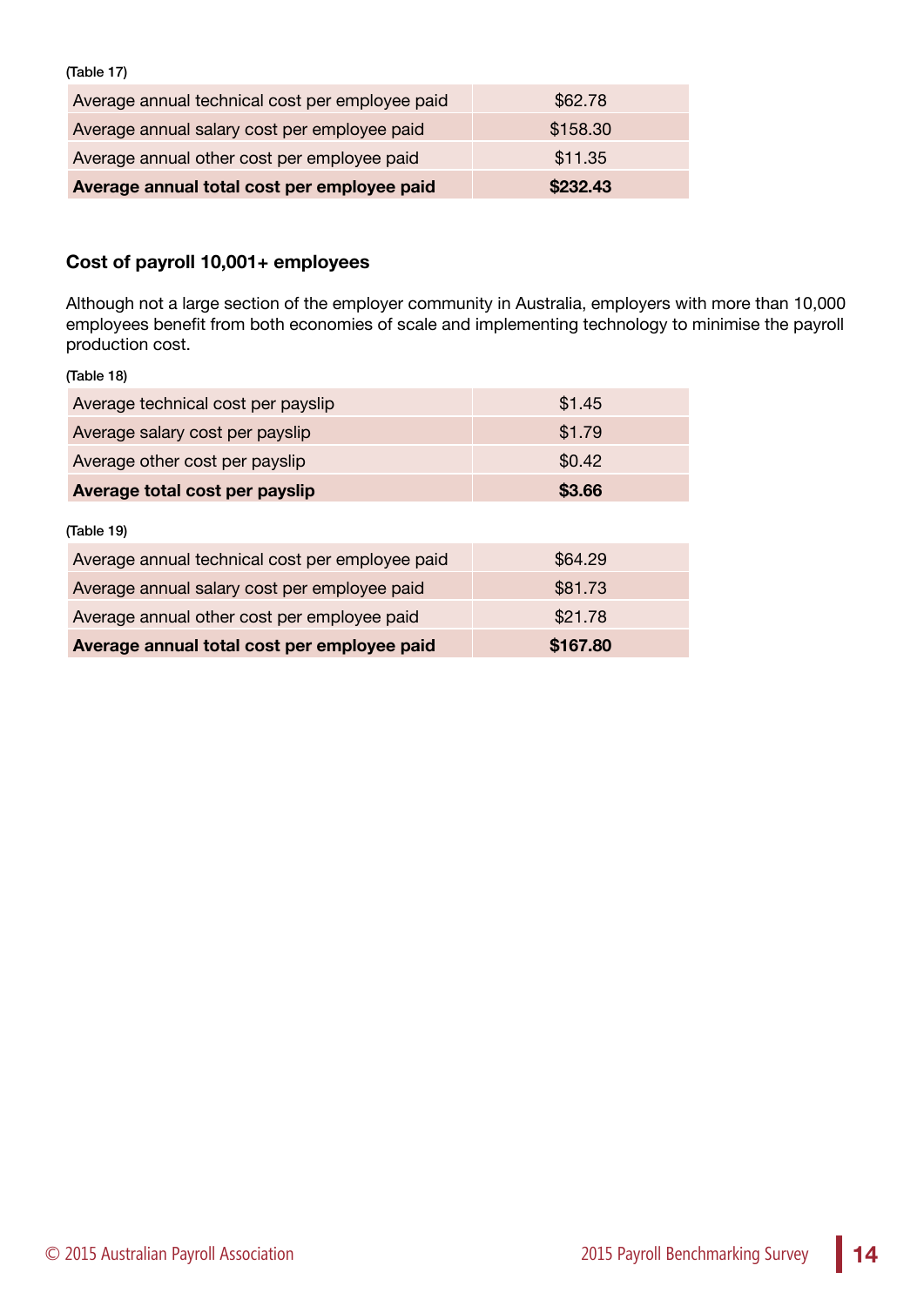(Table 17)

| | |
|---|---|
| Average annual technical cost per employee paid | $62.78 |
| Average annual salary cost per employee paid | $158.30 |
| Average annual other cost per employee paid | $11.35 |
| **Average annual total cost per employee paid** | **$232.43** |

### Cost of payroll 10,001+ employees

Although not a large section of the employer community in Australia, employers with more than 10,000 employees benefit from both economies of scale and implementing technology to minimise the payroll production cost.

(Table 18)

| | |
|---|---|
| Average technical cost per payslip | $1.45 |
| Average salary cost per payslip | $1.79 |
| Average other cost per payslip | $0.42 |
| **Average total cost per payslip** | **$3.66** |

(Table 19)

| | |
|---|---|
| Average annual technical cost per employee paid | $64.29 |
| Average annual salary cost per employee paid | $81.73 |
| Average annual other cost per employee paid | $21.78 |
| **Average annual total cost per employee paid** | **$167.80** |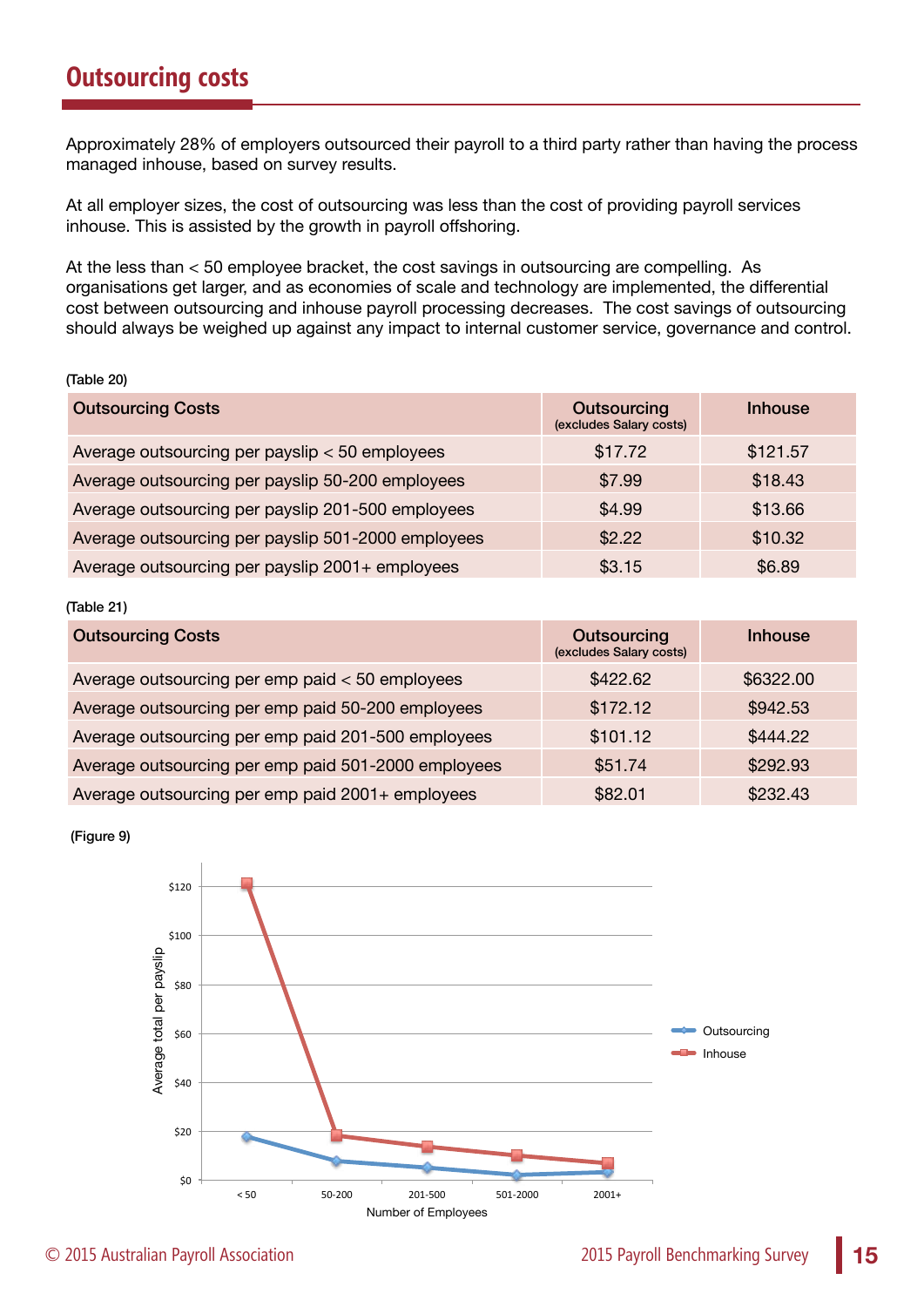## Outsourcing costs

Approximately 28% of employers outsourced their payroll to a third party rather than having the process managed inhouse, based on survey results.

At all employer sizes, the cost of outsourcing was less than the cost of providing payroll services inhouse. This is assisted by the growth in payroll offshoring.

At the less than < 50 employee bracket, the cost savings in outsourcing are compelling. As organisations get larger, and as economies of scale and technology are implemented, the differential cost between outsourcing and inhouse payroll processing decreases. The cost savings of outsourcing should always be weighed up against any impact to internal customer service, governance and control.

(Table 20)

| Outsourcing Costs | Outsourcing (excludes Salary costs) | Inhouse |
|---|---|---|
| Average outsourcing per payslip < 50 employees | $17.72 | $121.57 |
| Average outsourcing per payslip 50-200 employees | $7.99 | $18.43 |
| Average outsourcing per payslip 201-500 employees | $4.99 | $13.66 |
| Average outsourcing per payslip 501-2000 employees | $2.22 | $10.32 |
| Average outsourcing per payslip 2001+ employees | $3.15 | $6.89 |

(Table 21)

| Outsourcing Costs | Outsourcing (excludes Salary costs) | Inhouse |
|---|---|---|
| Average outsourcing per emp paid < 50 employees | $422.62 | $6322.00 |
| Average outsourcing per emp paid 50-200 employees | $172.12 | $942.53 |
| Average outsourcing per emp paid 201-500 employees | $101.12 | $444.22 |
| Average outsourcing per emp paid 501-2000 employees | $51.74 | $292.93 |
| Average outsourcing per emp paid 2001+ employees | $82.01 | $232.43 |

(Figure 9)

Average total per payslip (y-axis: $0 – $120); Number of Employees (x-axis: < 50, 50-200, 201-500, 501-2000, 2001+); Legend: Outsourcing, Inhouse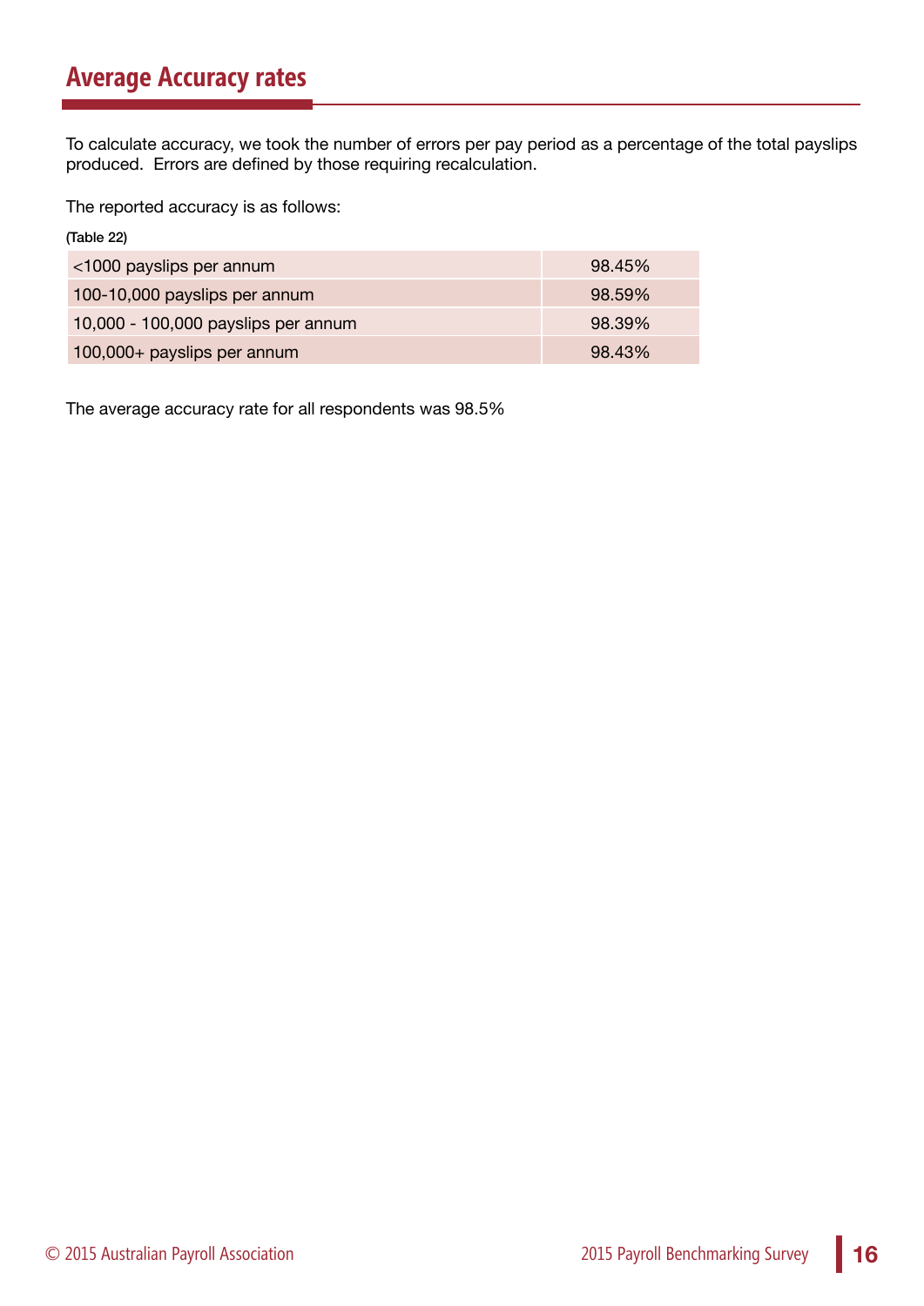## Average Accuracy rates

To calculate accuracy, we took the number of errors per pay period as a percentage of the total payslips produced. Errors are defined by those requiring recalculation.

The reported accuracy is as follows:

(Table 22)

| | |
|---|---|
| <1000 payslips per annum | 98.45% |
| 100-10,000 payslips per annum | 98.59% |
| 10,000 - 100,000 payslips per annum | 98.39% |
| 100,000+ payslips per annum | 98.43% |

The average accuracy rate for all respondents was 98.5%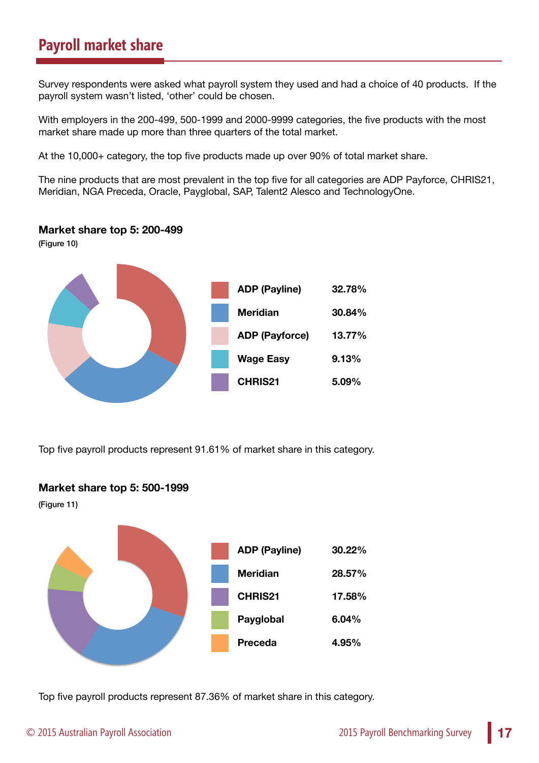## Payroll market share

Survey respondents were asked what payroll system they used and had a choice of 40 products. If the payroll system wasn't listed, 'other' could be chosen.

With employers in the 200-499, 500-1999 and 2000-9999 categories, the five products with the most market share made up more than three quarters of the total market.

At the 10,000+ category, the top five products made up over 90% of total market share.

The nine products that are most prevalent in the top five for all categories are ADP Payforce, CHRIS21, Meridian, NGA Preceda, Oracle, Payglobal, SAP, Talent2 Alesco and TechnologyOne.

**Market share top 5: 200-499**

(Figure 10)

| Product | Market share |
|---|---|
| ADP (Payline) | 32.78% |
| Meridian | 30.84% |
| ADP (Payforce) | 13.77% |
| Wage Easy | 9.13% |
| CHRIS21 | 5.09% |

Top five payroll products represent 91.61% of market share in this category.

**Market share top 5: 500-1999**

(Figure 11)

| Product | Market share |
|---|---|
| ADP (Payline) | 30.22% |
| Meridian | 28.57% |
| CHRIS21 | 17.58% |
| Payglobal | 6.04% |
| Preceda | 4.95% |

Top five payroll products represent 87.36% of market share in this category.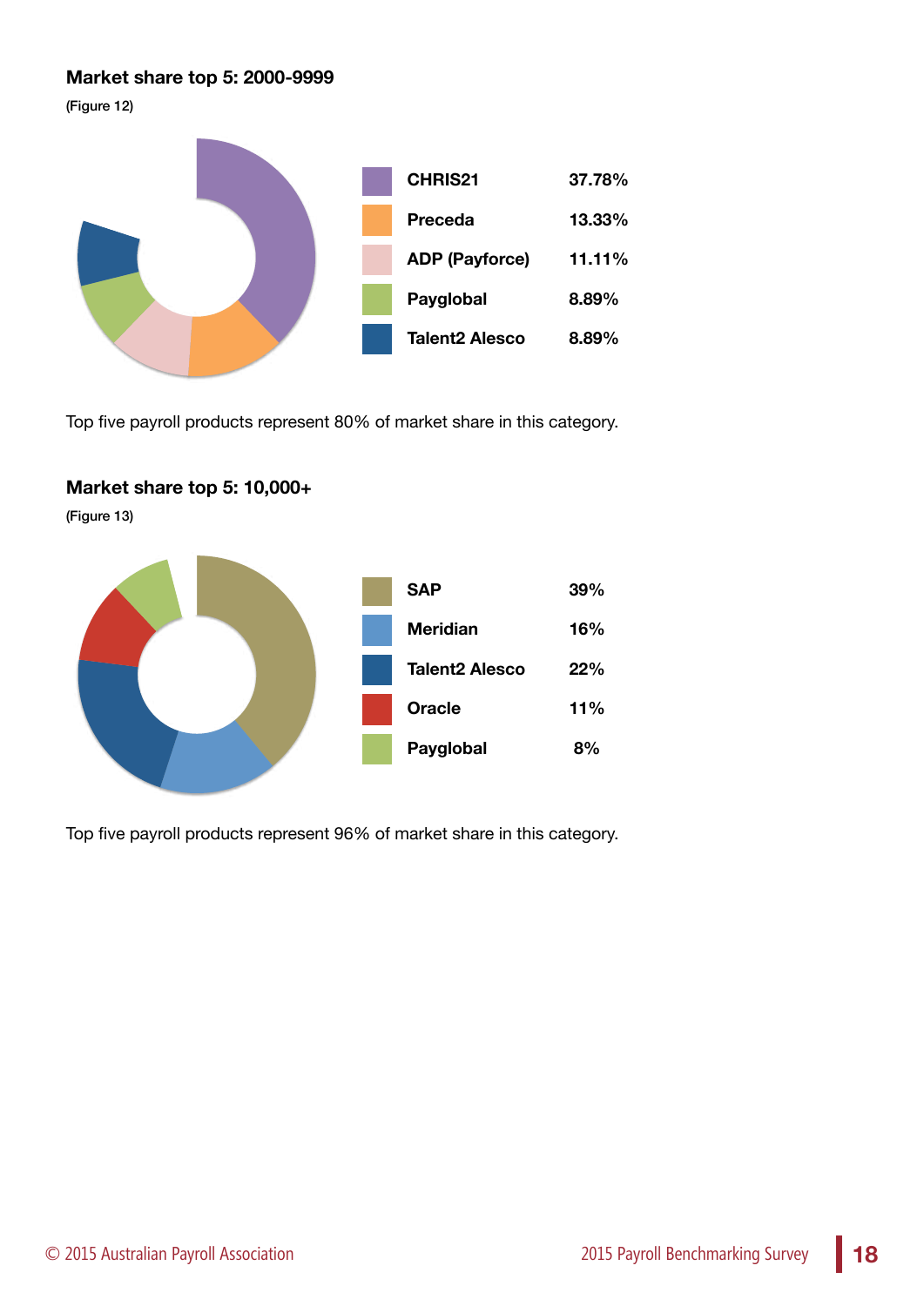### Market share top 5: 2000-9999

(Figure 12)

| Product | Share |
|---|---|
| CHRIS21 | 37.78% |
| Preceda | 13.33% |
| ADP (Payforce) | 11.11% |
| Payglobal | 8.89% |
| Talent2 Alesco | 8.89% |

Top five payroll products represent 80% of market share in this category.

### Market share top 5: 10,000+

(Figure 13)

| Product | Share |
|---|---|
| SAP | 39% |
| Meridian | 16% |
| Talent2 Alesco | 22% |
| Oracle | 11% |
| Payglobal | 8% |

Top five payroll products represent 96% of market share in this category.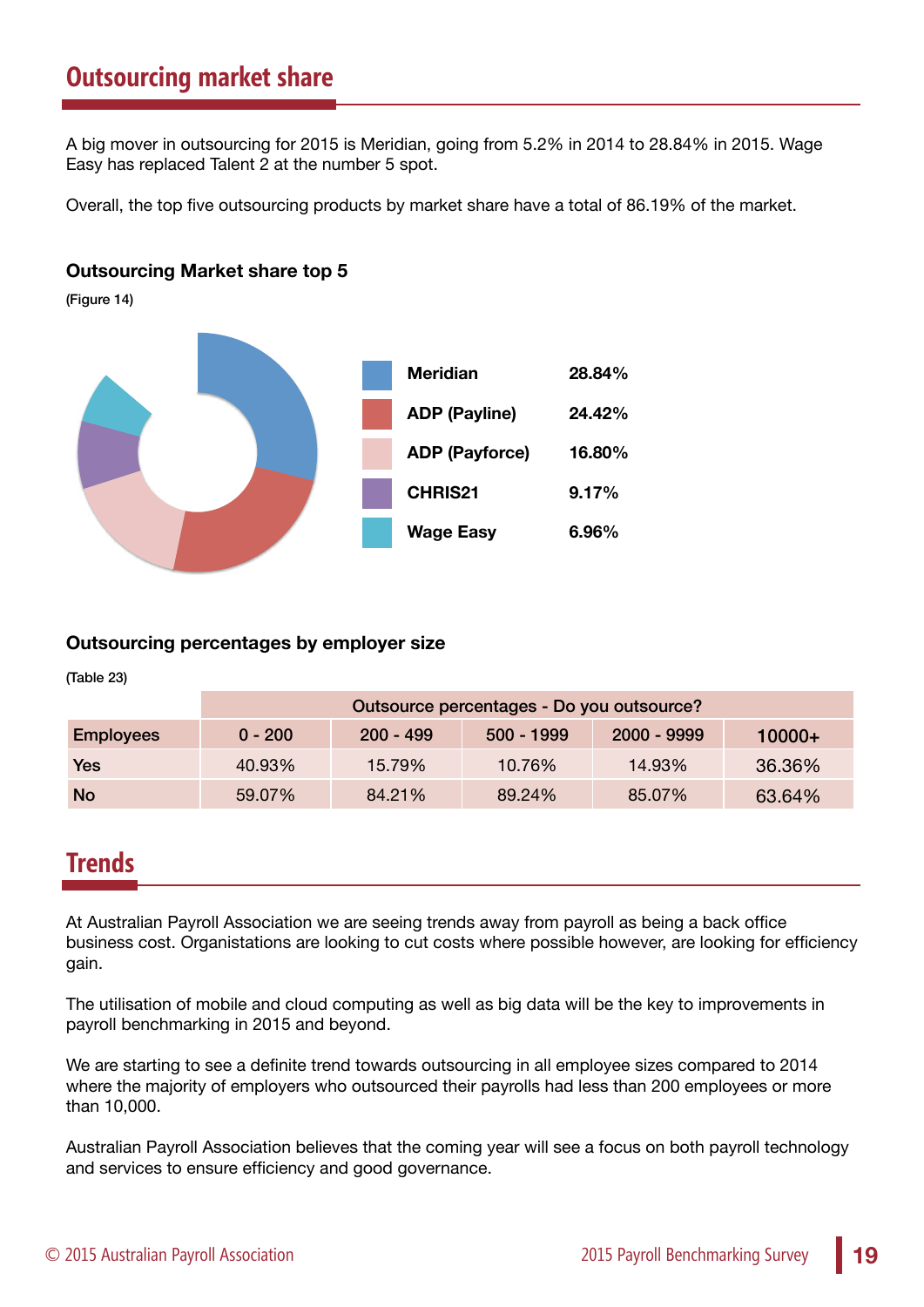## Outsourcing market share

A big mover in outsourcing for 2015 is Meridian, going from 5.2% in 2014 to 28.84% in 2015. Wage Easy has replaced Talent 2 at the number 5 spot.

Overall, the top five outsourcing products by market share have a total of 86.19% of the market.

### Outsourcing Market share top 5

(Figure 14)

| | |
|---|---|
| Meridian | 28.84% |
| ADP (Payline) | 24.42% |
| ADP (Payforce) | 16.80% |
| CHRIS21 | 9.17% |
| Wage Easy | 6.96% |

### Outsourcing percentages by employer size

(Table 23)

| | Outsource percentages - Do you outsource? | | | | |
|---|---|---|---|---|---|
| Employees | 0 - 200 | 200 - 499 | 500 - 1999 | 2000 - 9999 | 10000+ |
| Yes | 40.93% | 15.79% | 10.76% | 14.93% | 36.36% |
| No | 59.07% | 84.21% | 89.24% | 85.07% | 63.64% |

## Trends

At Australian Payroll Association we are seeing trends away from payroll as being a back office business cost. Organistations are looking to cut costs where possible however, are looking for efficiency gain.

The utilisation of mobile and cloud computing as well as big data will be the key to improvements in payroll benchmarking in 2015 and beyond.

We are starting to see a definite trend towards outsourcing in all employee sizes compared to 2014 where the majority of employers who outsourced their payrolls had less than 200 employees or more than 10,000.

Australian Payroll Association believes that the coming year will see a focus on both payroll technology and services to ensure efficiency and good governance.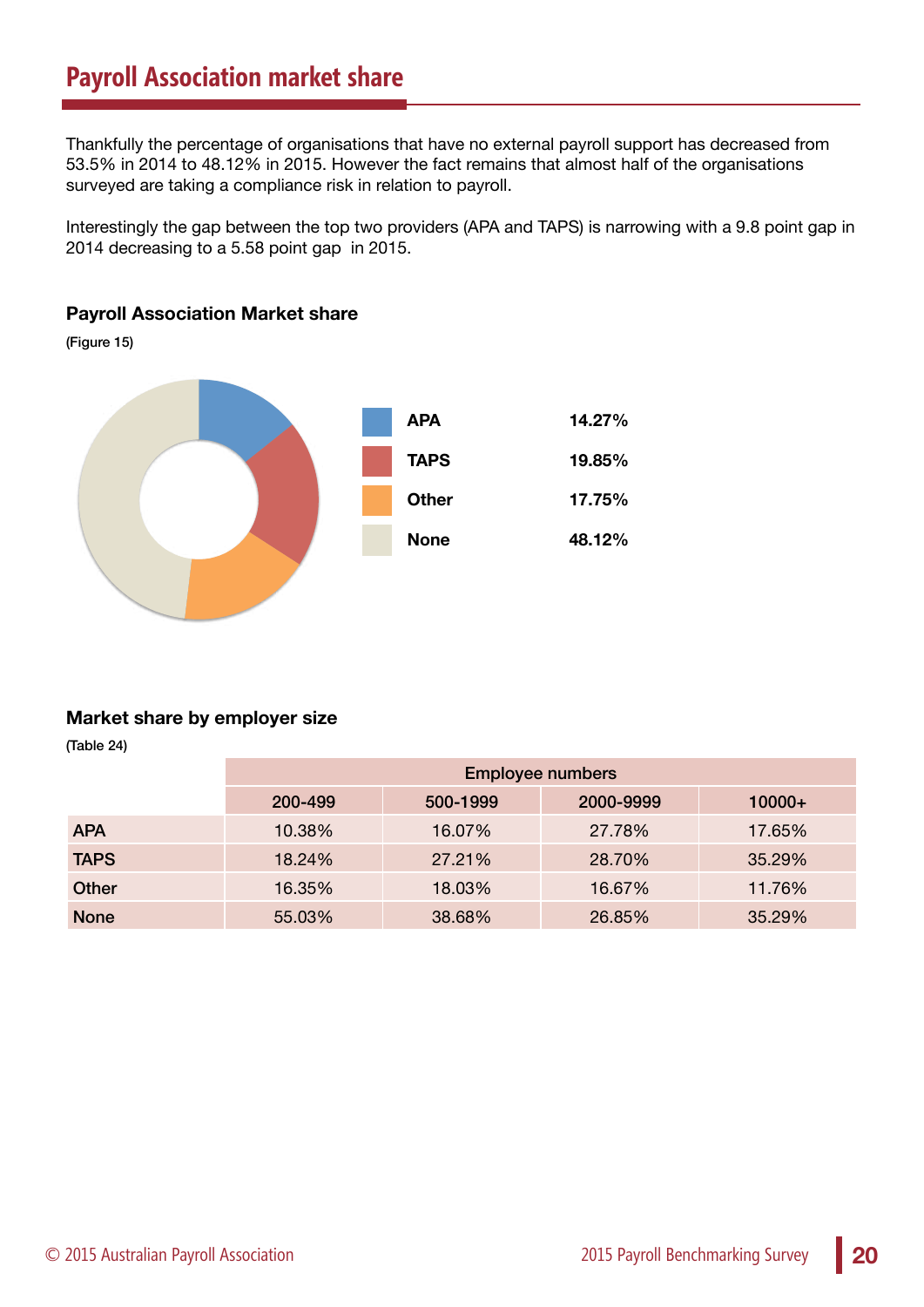# Payroll Association market share

Thankfully the percentage of organisations that have no external payroll support has decreased from 53.5% in 2014 to 48.12% in 2015. However the fact remains that almost half of the organisations surveyed are taking a compliance risk in relation to payroll.

Interestingly the gap between the top two providers (APA and TAPS) is narrowing with a 9.8 point gap in 2014 decreasing to a 5.58 point gap in 2015.

### Payroll Association Market share

(Figure 15)

| | |
|---|---|
| **APA** | **14.27%** |
| **TAPS** | **19.85%** |
| **Other** | **17.75%** |
| **None** | **48.12%** |

### Market share by employer size

(Table 24)

| | Employee numbers | | | |
|---|---|---|---|---|
| | 200-499 | 500-1999 | 2000-9999 | 10000+ |
| APA | 10.38% | 16.07% | 27.78% | 17.65% |
| TAPS | 18.24% | 27.21% | 28.70% | 35.29% |
| Other | 16.35% | 18.03% | 16.67% | 11.76% |
| None | 55.03% | 38.68% | 26.85% | 35.29% |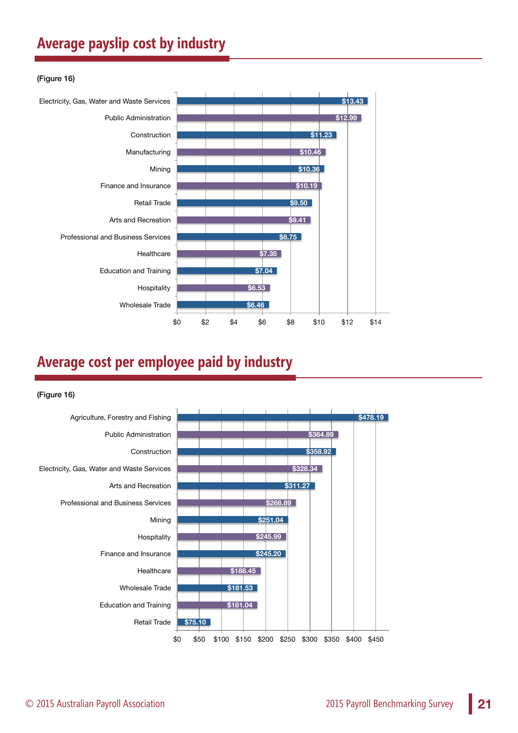## Average payslip cost by industry

(Figure 16)

| Industry | Average payslip cost |
|---|---|
| Electricity, Gas, Water and Waste Services | $13.43 |
| Public Administration | $12.99 |
| Construction | $11.23 |
| Manufacturing | $10.46 |
| Mining | $10.36 |
| Finance and Insurance | $10.19 |
| Retail Trade | $9.50 |
| Arts and Recreation | $9.41 |
| Professional and Business Services | $8.75 |
| Healthcare | $7.35 |
| Education and Training | $7.04 |
| Hospitality | $6.53 |
| Wholesale Trade | $6.46 |

## Average cost per employee paid by industry

(Figure 16)

| Industry | Average cost per employee paid |
|---|---|
| Agriculture, Forestry and Fishing | $478.19 |
| Public Administration | $364.89 |
| Construction | $358.92 |
| Electricity, Gas, Water and Waste Services | $328.34 |
| Arts and Recreation | $311.27 |
| Professional and Business Services | $268.89 |
| Mining | $251.04 |
| Hospitality | $245.99 |
| Finance and Insurance | $245.20 |
| Healthcare | $188.45 |
| Wholesale Trade | $181.53 |
| Education and Training | $181.04 |
| Retail Trade | $75.10 |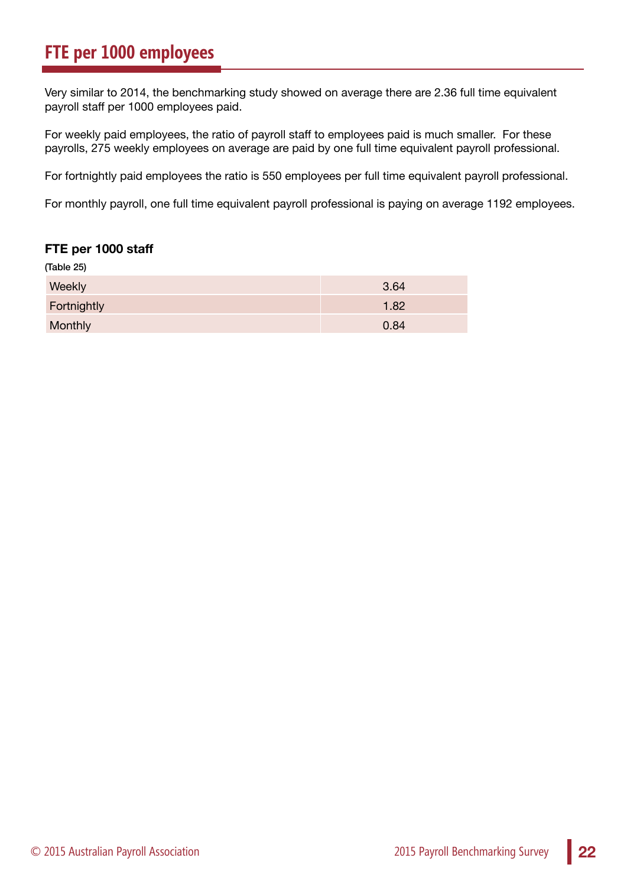# FTE per 1000 employees

Very similar to 2014, the benchmarking study showed on average there are 2.36 full time equivalent payroll staff per 1000 employees paid.

For weekly paid employees, the ratio of payroll staff to employees paid is much smaller. For these payrolls, 275 weekly employees on average are paid by one full time equivalent payroll professional.

For fortnightly paid employees the ratio is 550 employees per full time equivalent payroll professional.

For monthly payroll, one full time equivalent payroll professional is paying on average 1192 employees.

**FTE per 1000 staff**

(Table 25)

| | |
|---|---|
| Weekly | 3.64 |
| Fortnightly | 1.82 |
| Monthly | 0.84 |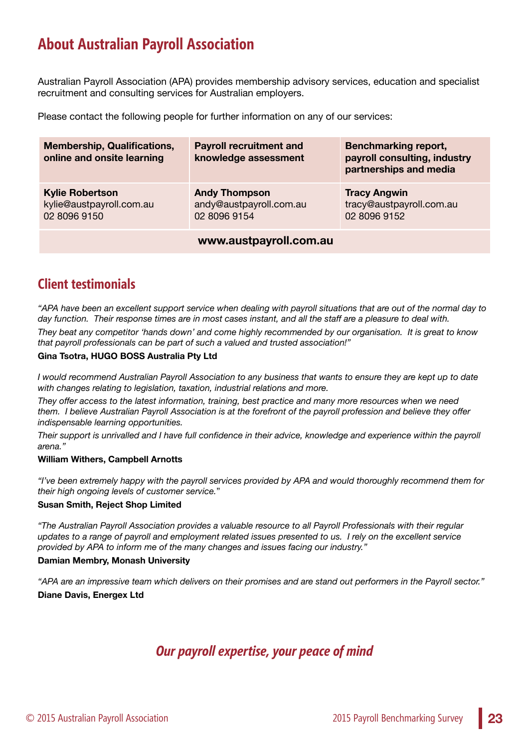## About Australian Payroll Association

Australian Payroll Association (APA) provides membership advisory services, education and specialist recruitment and consulting services for Australian employers.

Please contact the following people for further information on any of our services:

| Membership, Qualifications, online and onsite learning | Payroll recruitment and knowledge assessment | Benchmarking report, payroll consulting, industry partnerships and media |
|---|---|---|
| **Kylie Robertson**<br>kylie@austpayroll.com.au<br>02 8096 9150 | **Andy Thompson**<br>andy@austpayroll.com.au<br>02 8096 9154 | **Tracy Angwin**<br>tracy@austpayroll.com.au<br>02 8096 9152 |
| **www.austpayroll.com.au** | | |

## Client testimonials

*"APA have been an excellent support service when dealing with payroll situations that are out of the normal day to day function. Their response times are in most cases instant, and all the staff are a pleasure to deal with.*

*They beat any competitor 'hands down' and come highly recommended by our organisation. It is great to know that payroll professionals can be part of such a valued and trusted association!"*

**Gina Tsotra, HUGO BOSS Australia Pty Ltd**

*I would recommend Australian Payroll Association to any business that wants to ensure they are kept up to date with changes relating to legislation, taxation, industrial relations and more.*

*They offer access to the latest information, training, best practice and many more resources when we need them. I believe Australian Payroll Association is at the forefront of the payroll profession and believe they offer indispensable learning opportunities.*

*Their support is unrivalled and I have full confidence in their advice, knowledge and experience within the payroll arena."*

**William Withers, Campbell Arnotts**

*"I've been extremely happy with the payroll services provided by APA and would thoroughly recommend them for their high ongoing levels of customer service."*

**Susan Smith, Reject Shop Limited**

*"The Australian Payroll Association provides a valuable resource to all Payroll Professionals with their regular updates to a range of payroll and employment related issues presented to us. I rely on the excellent service provided by APA to inform me of the many changes and issues facing our industry."*

**Damian Membry, Monash University**

*"APA are an impressive team which delivers on their promises and are stand out performers in the Payroll sector."*

**Diane Davis, Energex Ltd**

***Our payroll expertise, your peace of mind***